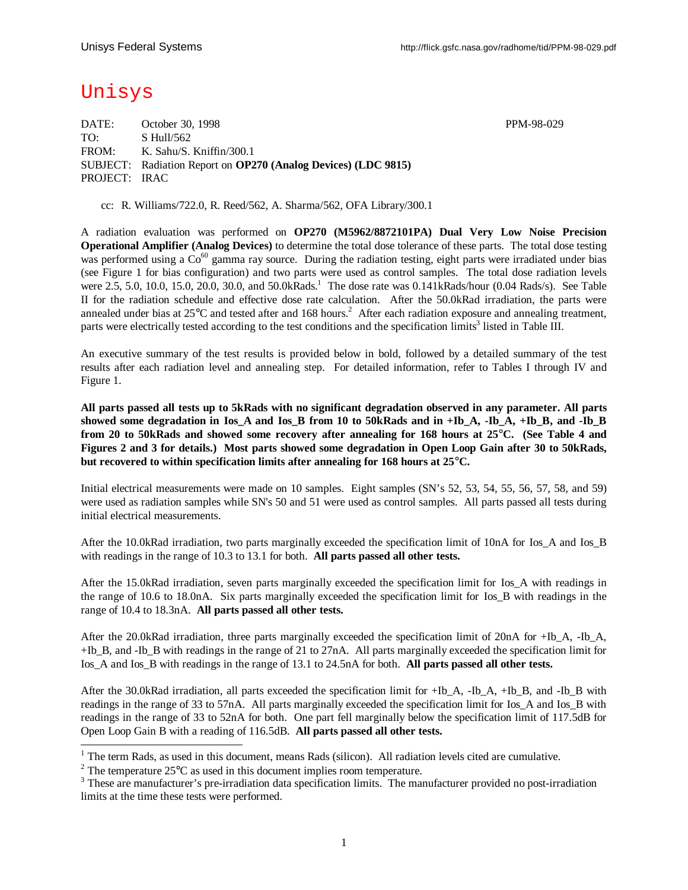Unisys Federal Systems http://flick.gsfc.nasa.gov/radhome/tid/PPM-98-029.pdf

# Unisys

DATE: October 30, 1998 PPM-98-029
TO: S Hull/562
FROM: K. Sahu/S. Kniffin/300.1
SUBJECT: Radiation Report on **OP270 (Analog Devices) (LDC 9815)**
PROJECT: IRAC

cc: R. Williams/722.0, R. Reed/562, A. Sharma/562, OFA Library/300.1

A radiation evaluation was performed on **OP270 (M5962/8872101PA) Dual Very Low Noise Precision Operational Amplifier (Analog Devices)** to determine the total dose tolerance of these parts. The total dose testing was performed using a $Co^{60}$ gamma ray source. During the radiation testing, eight parts were irradiated under bias (see Figure 1 for bias configuration) and two parts were used as control samples. The total dose radiation levels were 2.5, 5.0, 10.0, 15.0, 20.0, 30.0, and 50.0kRads.[1] The dose rate was 0.141kRads/hour (0.04 Rads/s). See Table II for the radiation schedule and effective dose rate calculation. After the 50.0kRad irradiation, the parts were annealed under bias at 25°C and tested after and 168 hours.[2] After each radiation exposure and annealing treatment, parts were electrically tested according to the test conditions and the specification limits[3] listed in Table III.

An executive summary of the test results is provided below in bold, followed by a detailed summary of the test results after each radiation level and annealing step. For detailed information, refer to Tables I through IV and Figure 1.

**All parts passed all tests up to 5kRads with no significant degradation observed in any parameter. All parts showed some degradation in Ios_A and Ios_B from 10 to 50kRads and in +Ib_A, -Ib_A, +Ib_B, and -Ib_B from 20 to 50kRads and showed some recovery after annealing for 168 hours at 25°C. (See Table 4 and Figures 2 and 3 for details.) Most parts showed some degradation in Open Loop Gain after 30 to 50kRads, but recovered to within specification limits after annealing for 168 hours at 25°C.**

Initial electrical measurements were made on 10 samples. Eight samples (SN's 52, 53, 54, 55, 56, 57, 58, and 59) were used as radiation samples while SN's 50 and 51 were used as control samples. All parts passed all tests during initial electrical measurements.

After the 10.0kRad irradiation, two parts marginally exceeded the specification limit of 10nA for Ios_A and Ios_B with readings in the range of 10.3 to 13.1 for both. **All parts passed all other tests.**

After the 15.0kRad irradiation, seven parts marginally exceeded the specification limit for Ios_A with readings in the range of 10.6 to 18.0nA. Six parts marginally exceeded the specification limit for Ios_B with readings in the range of 10.4 to 18.3nA. **All parts passed all other tests.**

After the 20.0kRad irradiation, three parts marginally exceeded the specification limit of 20nA for +Ib_A, -Ib_A, +Ib_B, and -Ib_B with readings in the range of 21 to 27nA. All parts marginally exceeded the specification limit for Ios_A and Ios_B with readings in the range of 13.1 to 24.5nA for both. **All parts passed all other tests.**

After the 30.0kRad irradiation, all parts exceeded the specification limit for +Ib_A, -Ib_A, +Ib_B, and -Ib_B with readings in the range of 33 to 57nA. All parts marginally exceeded the specification limit for Ios_A and Ios_B with readings in the range of 33 to 52nA for both. One part fell marginally below the specification limit of 117.5dB for Open Loop Gain B with a reading of 116.5dB. **All parts passed all other tests.**

---

[1] The term Rads, as used in this document, means Rads (silicon). All radiation levels cited are cumulative.

[2] The temperature 25°C as used in this document implies room temperature.

[3] These are manufacturer's pre-irradiation data specification limits. The manufacturer provided no post-irradiation limits at the time these tests were performed.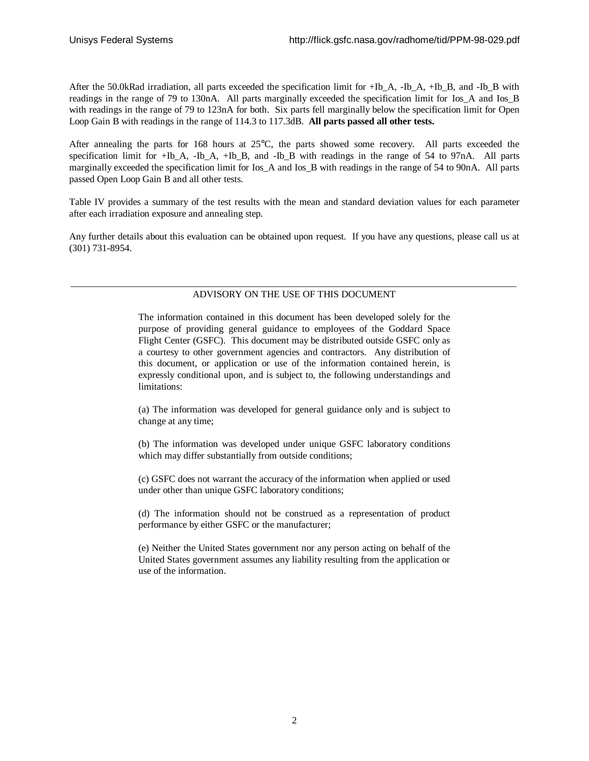After the 50.0kRad irradiation, all parts exceeded the specification limit for +Ib_A, -Ib_A, +Ib_B, and -Ib_B with readings in the range of 79 to 130nA. All parts marginally exceeded the specification limit for Ios_A and Ios_B with readings in the range of 79 to 123nA for both. Six parts fell marginally below the specification limit for Open Loop Gain B with readings in the range of 114.3 to 117.3dB. **All parts passed all other tests.**

After annealing the parts for 168 hours at 25°C, the parts showed some recovery. All parts exceeded the specification limit for +Ib_A, -Ib_A, +Ib_B, and -Ib_B with readings in the range of 54 to 97nA. All parts marginally exceeded the specification limit for Ios_A and Ios_B with readings in the range of 54 to 90nA. All parts passed Open Loop Gain B and all other tests.

Table IV provides a summary of the test results with the mean and standard deviation values for each parameter after each irradiation exposure and annealing step.

Any further details about this evaluation can be obtained upon request. If you have any questions, please call us at (301) 731-8954.

---

ADVISORY ON THE USE OF THIS DOCUMENT

The information contained in this document has been developed solely for the purpose of providing general guidance to employees of the Goddard Space Flight Center (GSFC). This document may be distributed outside GSFC only as a courtesy to other government agencies and contractors. Any distribution of this document, or application or use of the information contained herein, is expressly conditional upon, and is subject to, the following understandings and limitations:

(a) The information was developed for general guidance only and is subject to change at any time;

(b) The information was developed under unique GSFC laboratory conditions which may differ substantially from outside conditions;

(c) GSFC does not warrant the accuracy of the information when applied or used under other than unique GSFC laboratory conditions;

(d) The information should not be construed as a representation of product performance by either GSFC or the manufacturer;

(e) Neither the United States government nor any person acting on behalf of the United States government assumes any liability resulting from the application or use of the information.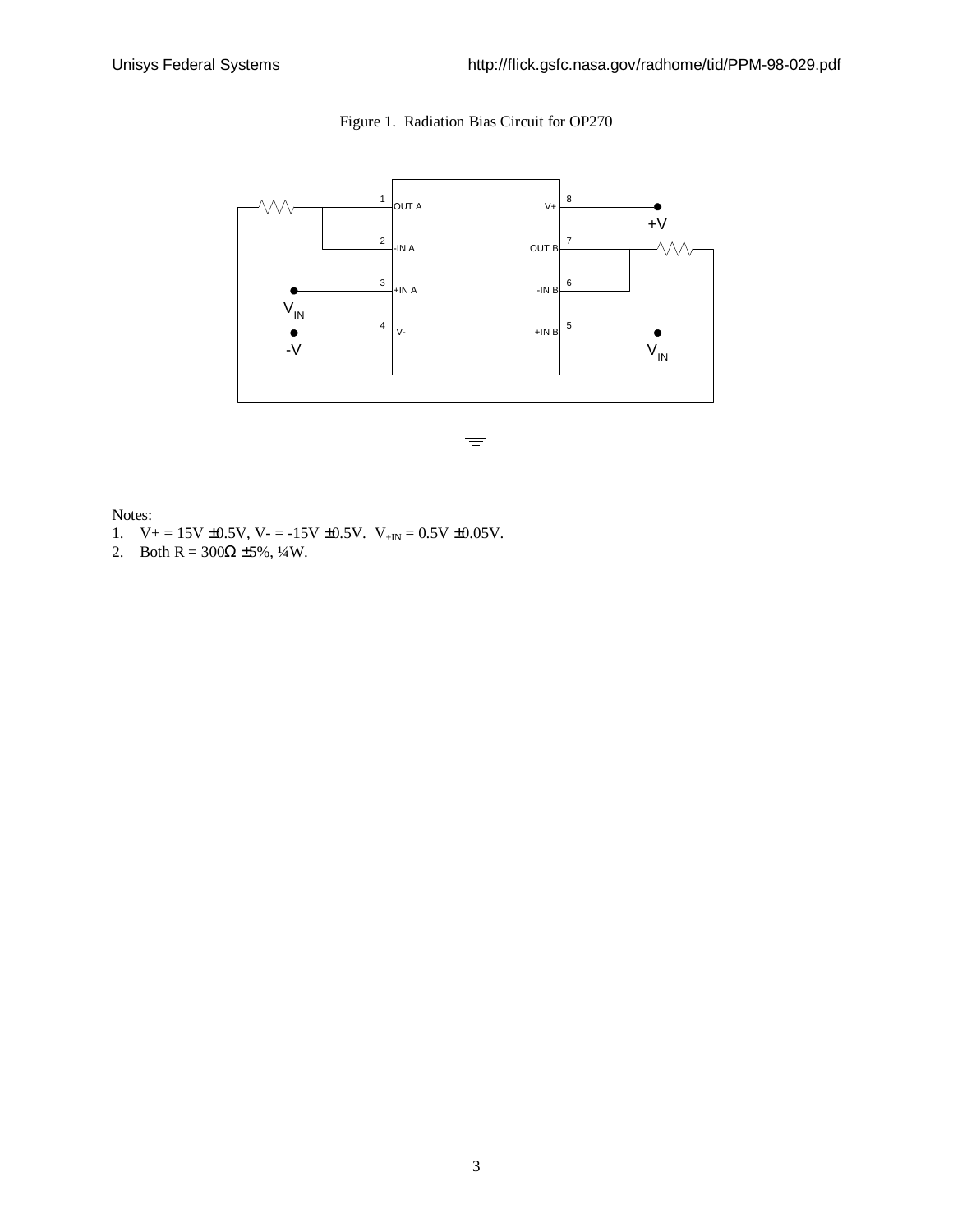Figure 1. Radiation Bias Circuit for OP270

Notes:
1. V+ = 15V ±0.5V, V- = -15V ±0.5V. $V_{+IN}$ = 0.5V ±0.05V.
2. Both R = 300Ω ±5%, ¼W.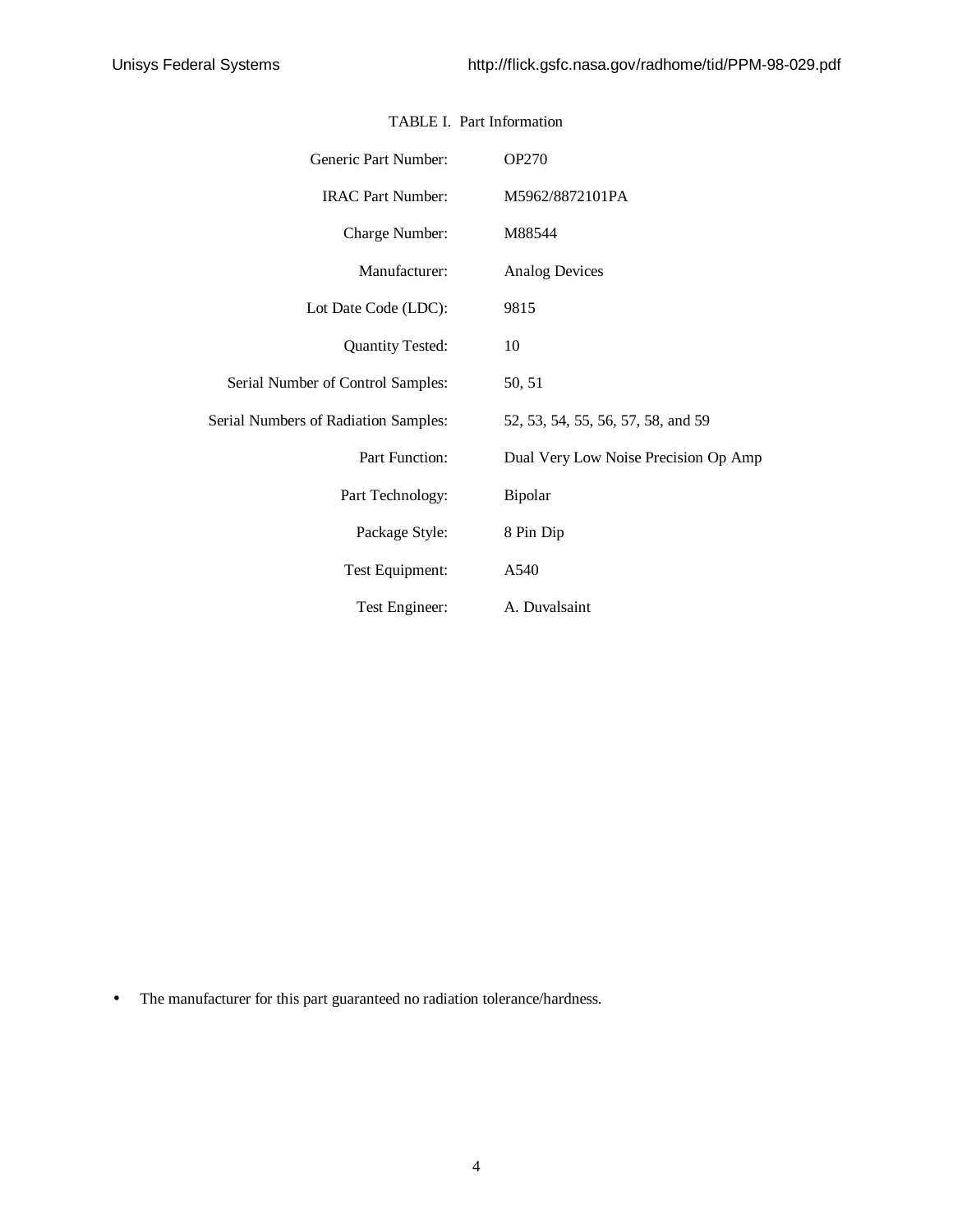TABLE I. Part Information

| | |
|---|---|
| Generic Part Number: | OP270 |
| IRAC Part Number: | M5962/8872101PA |
| Charge Number: | M88544 |
| Manufacturer: | Analog Devices |
| Lot Date Code (LDC): | 9815 |
| Quantity Tested: | 10 |
| Serial Number of Control Samples: | 50, 51 |
| Serial Numbers of Radiation Samples: | 52, 53, 54, 55, 56, 57, 58, and 59 |
| Part Function: | Dual Very Low Noise Precision Op Amp |
| Part Technology: | Bipolar |
| Package Style: | 8 Pin Dip |
| Test Equipment: | A540 |
| Test Engineer: | A. Duvalsaint |

- The manufacturer for this part guaranteed no radiation tolerance/hardness.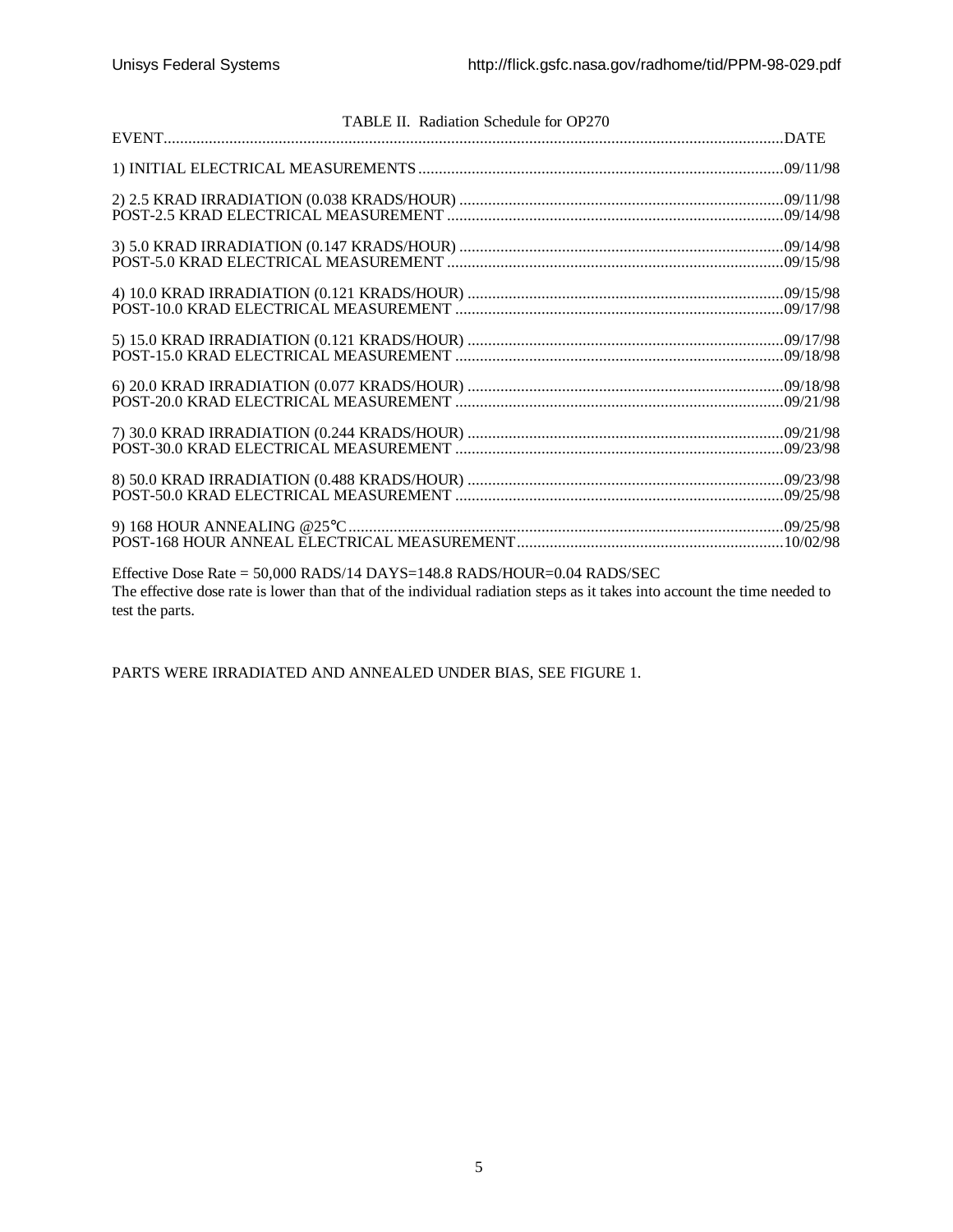TABLE II. Radiation Schedule for OP270

| EVENT | DATE |
|---|---|
| 1) INITIAL ELECTRICAL MEASUREMENTS | 09/11/98 |
| 2) 2.5 KRAD IRRADIATION (0.038 KRADS/HOUR) | 09/11/98 |
| POST-2.5 KRAD ELECTRICAL MEASUREMENT | 09/14/98 |
| 3) 5.0 KRAD IRRADIATION (0.147 KRADS/HOUR) | 09/14/98 |
| POST-5.0 KRAD ELECTRICAL MEASUREMENT | 09/15/98 |
| 4) 10.0 KRAD IRRADIATION (0.121 KRADS/HOUR) | 09/15/98 |
| POST-10.0 KRAD ELECTRICAL MEASUREMENT | 09/17/98 |
| 5) 15.0 KRAD IRRADIATION (0.121 KRADS/HOUR) | 09/17/98 |
| POST-15.0 KRAD ELECTRICAL MEASUREMENT | 09/18/98 |
| 6) 20.0 KRAD IRRADIATION (0.077 KRADS/HOUR) | 09/18/98 |
| POST-20.0 KRAD ELECTRICAL MEASUREMENT | 09/21/98 |
| 7) 30.0 KRAD IRRADIATION (0.244 KRADS/HOUR) | 09/21/98 |
| POST-30.0 KRAD ELECTRICAL MEASUREMENT | 09/23/98 |
| 8) 50.0 KRAD IRRADIATION (0.488 KRADS/HOUR) | 09/23/98 |
| POST-50.0 KRAD ELECTRICAL MEASUREMENT | 09/25/98 |
| 9) 168 HOUR ANNEALING @25°C | 09/25/98 |
| POST-168 HOUR ANNEAL ELECTRICAL MEASUREMENT | 10/02/98 |

Effective Dose Rate = 50,000 RADS/14 DAYS=148.8 RADS/HOUR=0.04 RADS/SEC
The effective dose rate is lower than that of the individual radiation steps as it takes into account the time needed to test the parts.

PARTS WERE IRRADIATED AND ANNEALED UNDER BIAS, SEE FIGURE 1.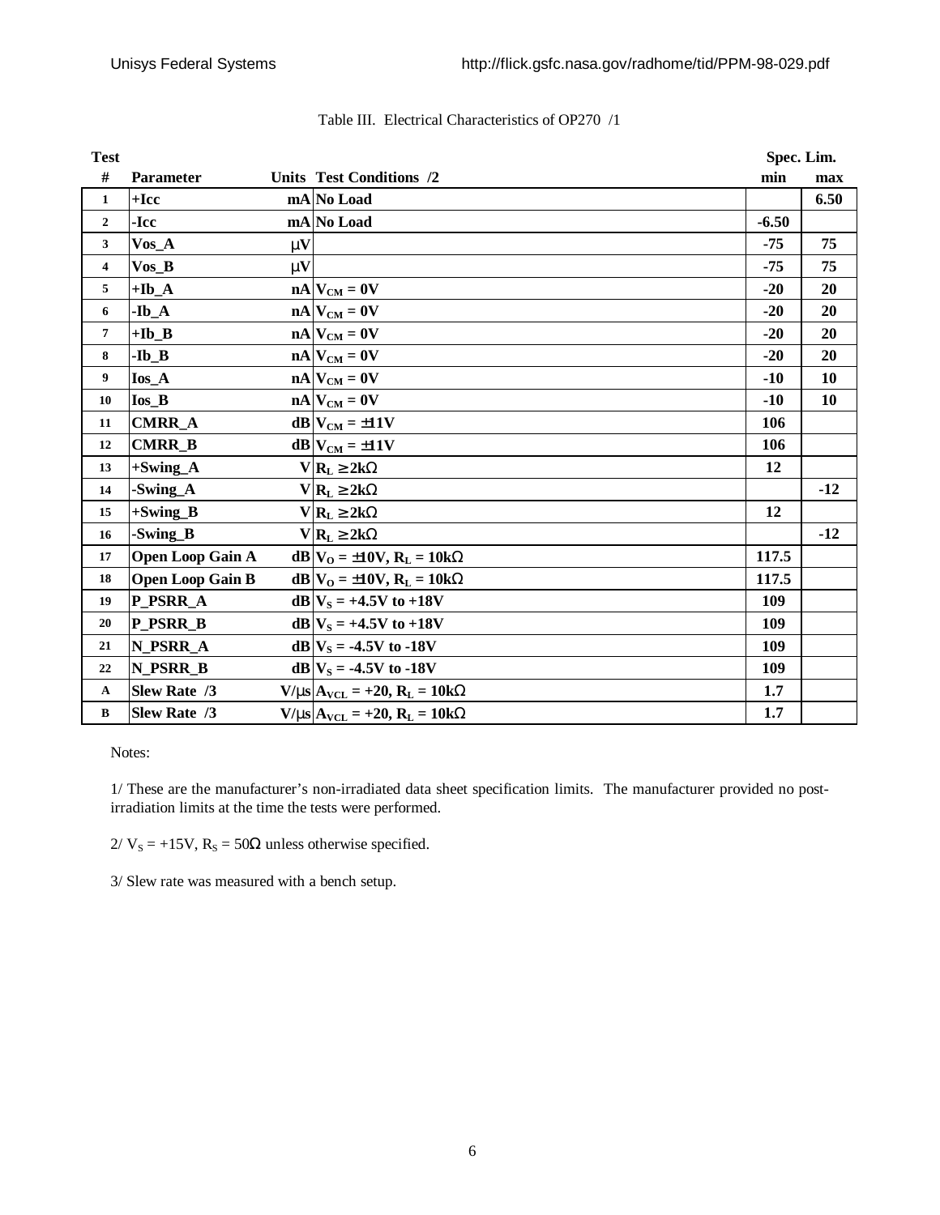Table III. Electrical Characteristics of OP270 /1

| Test # | Parameter | Units | Test Conditions /2 | Spec. Lim. min | Spec. Lim. max |
|---|---|---|---|---|---|
| 1 | +Icc | mA | No Load | | 6.50 |
| 2 | -Icc | mA | No Load | -6.50 | |
| 3 | Vos_A | μV | | -75 | 75 |
| 4 | Vos_B | μV | | -75 | 75 |
| 5 | +Ib_A | nA | $V_{CM} = 0V$ | -20 | 20 |
| 6 | -Ib_A | nA | $V_{CM} = 0V$ | -20 | 20 |
| 7 | +Ib_B | nA | $V_{CM} = 0V$ | -20 | 20 |
| 8 | -Ib_B | nA | $V_{CM} = 0V$ | -20 | 20 |
| 9 | Ios_A | nA | $V_{CM} = 0V$ | -10 | 10 |
| 10 | Ios_B | nA | $V_{CM} = 0V$ | -10 | 10 |
| 11 | CMRR_A | dB | $V_{CM} = \pm 11V$ | 106 | |
| 12 | CMRR_B | dB | $V_{CM} = \pm 11V$ | 106 | |
| 13 | +Swing_A | V | $R_L \geq 2k\Omega$ | 12 | |
| 14 | -Swing_A | V | $R_L \geq 2k\Omega$ | | -12 |
| 15 | +Swing_B | V | $R_L \geq 2k\Omega$ | 12 | |
| 16 | -Swing_B | V | $R_L \geq 2k\Omega$ | | -12 |
| 17 | Open Loop Gain A | dB | $V_O = \pm 10V$, $R_L = 10k\Omega$ | 117.5 | |
| 18 | Open Loop Gain B | dB | $V_O = \pm 10V$, $R_L = 10k\Omega$ | 117.5 | |
| 19 | P_PSRR_A | dB | $V_S = +4.5V$ to $+18V$ | 109 | |
| 20 | P_PSRR_B | dB | $V_S = +4.5V$ to $+18V$ | 109 | |
| 21 | N_PSRR_A | dB | $V_S = -4.5V$ to $-18V$ | 109 | |
| 22 | N_PSRR_B | dB | $V_S = -4.5V$ to $-18V$ | 109 | |
| A | Slew Rate /3 | V/μs | $A_{VCL} = +20$, $R_L = 10k\Omega$ | 1.7 | |
| B | Slew Rate /3 | V/μs | $A_{VCL} = +20$, $R_L = 10k\Omega$ | 1.7 | |

Notes:

1/ These are the manufacturer's non-irradiated data sheet specification limits. The manufacturer provided no post-irradiation limits at the time the tests were performed.

2/ $V_S = +15V$, $R_S = 50\Omega$ unless otherwise specified.

3/ Slew rate was measured with a bench setup.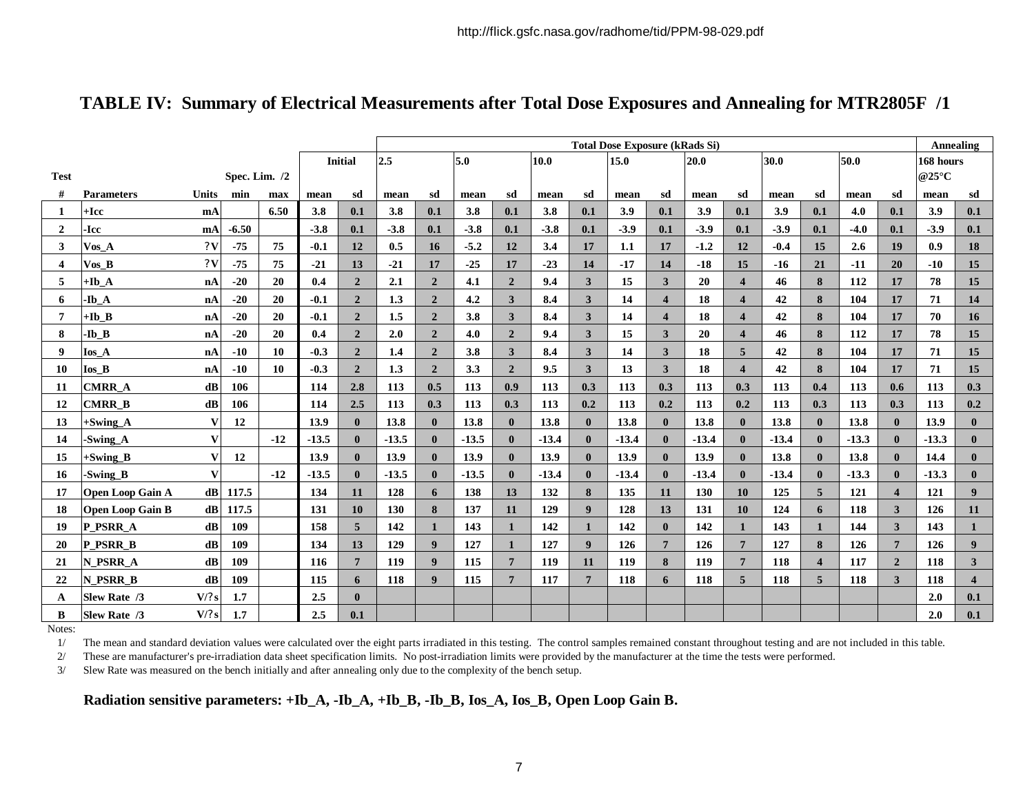http://flick.gsfc.nasa.gov/radhome/tid/PPM-98-029.pdf

# TABLE IV: Summary of Electrical Measurements after Total Dose Exposures and Annealing for MTR2805F /1

| | | | | | | | Total Dose Exposure (kRads Si) | | | | | | | | | | | | | | | | Annealing | |
|---|---|---|---|---|---|---|---|---|---|---|---|---|---|---|---|---|---|---|---|---|---|---|---|---|
| | | | | | Initial | | 2.5 | | 5.0 | | 10.0 | | 15.0 | | 20.0 | | 30.0 | | 50.0 | | | | 168 hours @25°C | |
| Test | | | Spec. Lim. /2 | | | | | | | | | | | | | | | | | | | | | |
| # | Parameters | Units | min | max | mean | sd | mean | sd | mean | sd | mean | sd | mean | sd | mean | sd | mean | sd | mean | sd | | | mean | sd |
| 1 | +Icc | mA | | 6.50 | 3.8 | 0.1 | 3.8 | 0.1 | 3.8 | 0.1 | 3.8 | 0.1 | 3.9 | 0.1 | 3.9 | 0.1 | 3.9 | 0.1 | 4.0 | 0.1 | | | 3.9 | 0.1 |
| 2 | -Icc | mA | -6.50 | | -3.8 | 0.1 | -3.8 | 0.1 | -3.8 | 0.1 | -3.8 | 0.1 | -3.9 | 0.1 | -3.9 | 0.1 | -3.9 | 0.1 | -4.0 | 0.1 | | | -3.9 | 0.1 |
| 3 | Vos_A | ?V | -75 | 75 | -0.1 | 12 | 0.5 | 16 | -5.2 | 12 | 3.4 | 17 | 1.1 | 17 | -1.2 | 12 | -0.4 | 15 | 2.6 | 19 | | | 0.9 | 18 |
| 4 | Vos_B | ?V | -75 | 75 | -21 | 13 | -21 | 17 | -25 | 17 | -23 | 14 | -17 | 14 | -18 | 15 | -16 | 21 | -11 | 20 | | | -10 | 15 |
| 5 | +Ib_A | nA | -20 | 20 | 0.4 | 2 | 2.1 | 2 | 4.1 | 2 | 9.4 | 3 | 15 | 3 | 20 | 4 | 46 | 8 | 112 | 17 | | | 78 | 15 |
| 6 | -Ib_A | nA | -20 | 20 | -0.1 | 2 | 1.3 | 2 | 4.2 | 3 | 8.4 | 3 | 14 | 4 | 18 | 4 | 42 | 8 | 104 | 17 | | | 71 | 14 |
| 7 | +Ib_B | nA | -20 | 20 | -0.1 | 2 | 1.5 | 2 | 3.8 | 3 | 8.4 | 3 | 14 | 4 | 18 | 4 | 42 | 8 | 104 | 17 | | | 70 | 16 |
| 8 | -Ib_B | nA | -20 | 20 | 0.4 | 2 | 2.0 | 2 | 4.0 | 2 | 9.4 | 3 | 15 | 3 | 20 | 4 | 46 | 8 | 112 | 17 | | | 78 | 15 |
| 9 | Ios_A | nA | -10 | 10 | -0.3 | 2 | 1.4 | 2 | 3.8 | 3 | 8.4 | 3 | 14 | 3 | 18 | 5 | 42 | 8 | 104 | 17 | | | 71 | 15 |
| 10 | Ios_B | nA | -10 | 10 | -0.3 | 2 | 1.3 | 2 | 3.3 | 2 | 9.5 | 3 | 13 | 3 | 18 | 4 | 42 | 8 | 104 | 17 | | | 71 | 15 |
| 11 | CMRR_A | dB | 106 | | 114 | 2.8 | 113 | 0.5 | 113 | 0.9 | 113 | 0.3 | 113 | 0.3 | 113 | 0.3 | 113 | 0.4 | 113 | 0.6 | | | 113 | 0.3 |
| 12 | CMRR_B | dB | 106 | | 114 | 2.5 | 113 | 0.3 | 113 | 0.3 | 113 | 0.2 | 113 | 0.2 | 113 | 0.2 | 113 | 0.3 | 113 | 0.3 | | | 113 | 0.2 |
| 13 | +Swing_A | V | 12 | | 13.9 | 0 | 13.8 | 0 | 13.8 | 0 | 13.8 | 0 | 13.8 | 0 | 13.8 | 0 | 13.8 | 0 | 13.8 | 0 | | | 13.9 | 0 |
| 14 | -Swing_A | V | | -12 | -13.5 | 0 | -13.5 | 0 | -13.5 | 0 | -13.4 | 0 | -13.4 | 0 | -13.4 | 0 | -13.4 | 0 | -13.3 | 0 | | | -13.3 | 0 |
| 15 | +Swing_B | V | 12 | | 13.9 | 0 | 13.9 | 0 | 13.9 | 0 | 13.9 | 0 | 13.9 | 0 | 13.9 | 0 | 13.8 | 0 | 13.8 | 0 | | | 14.4 | 0 |
| 16 | -Swing_B | V | | -12 | -13.5 | 0 | -13.5 | 0 | -13.5 | 0 | -13.4 | 0 | -13.4 | 0 | -13.4 | 0 | -13.4 | 0 | -13.3 | 0 | | | -13.3 | 0 |
| 17 | Open Loop Gain A | dB | 117.5 | | 134 | 11 | 128 | 6 | 138 | 13 | 132 | 8 | 135 | 11 | 130 | 10 | 125 | 5 | 121 | 4 | | | 121 | 9 |
| 18 | Open Loop Gain B | dB | 117.5 | | 131 | 10 | 130 | 8 | 137 | 11 | 129 | 9 | 128 | 13 | 131 | 10 | 124 | 6 | 118 | 3 | | | 126 | 11 |
| 19 | P_PSRR_A | dB | 109 | | 158 | 5 | 142 | 1 | 143 | 1 | 142 | 1 | 142 | 0 | 142 | 1 | 143 | 1 | 144 | 3 | | | 143 | 1 |
| 20 | P_PSRR_B | dB | 109 | | 134 | 13 | 129 | 9 | 127 | 1 | 127 | 9 | 126 | 7 | 126 | 7 | 127 | 8 | 126 | 7 | | | 126 | 9 |
| 21 | N_PSRR_A | dB | 109 | | 116 | 7 | 119 | 9 | 115 | 7 | 119 | 11 | 119 | 8 | 119 | 7 | 118 | 4 | 117 | 2 | | | 118 | 3 |
| 22 | N_PSRR_B | dB | 109 | | 115 | 6 | 118 | 9 | 115 | 7 | 117 | 7 | 118 | 6 | 118 | 5 | 118 | 5 | 118 | 3 | | | 118 | 4 |
| A | Slew Rate /3 | V/?s | 1.7 | | 2.5 | 0 | | | | | | | | | | | | | | | | | 2.0 | 0.1 |
| B | Slew Rate /3 | V/?s | 1.7 | | 2.5 | 0.1 | | | | | | | | | | | | | | | | | 2.0 | 0.1 |

Notes:

1/ The mean and standard deviation values were calculated over the eight parts irradiated in this testing. The control samples remained constant throughout testing and are not included in this table.

2/ These are manufacturer's pre-irradiation data sheet specification limits. No post-irradiation limits were provided by the manufacturer at the time the tests were performed.

3/ Slew Rate was measured on the bench initially and after annealing only due to the complexity of the bench setup.

**Radiation sensitive parameters: +Ib_A, -Ib_A, +Ib_B, -Ib_B, Ios_A, Ios_B, Open Loop Gain B.**